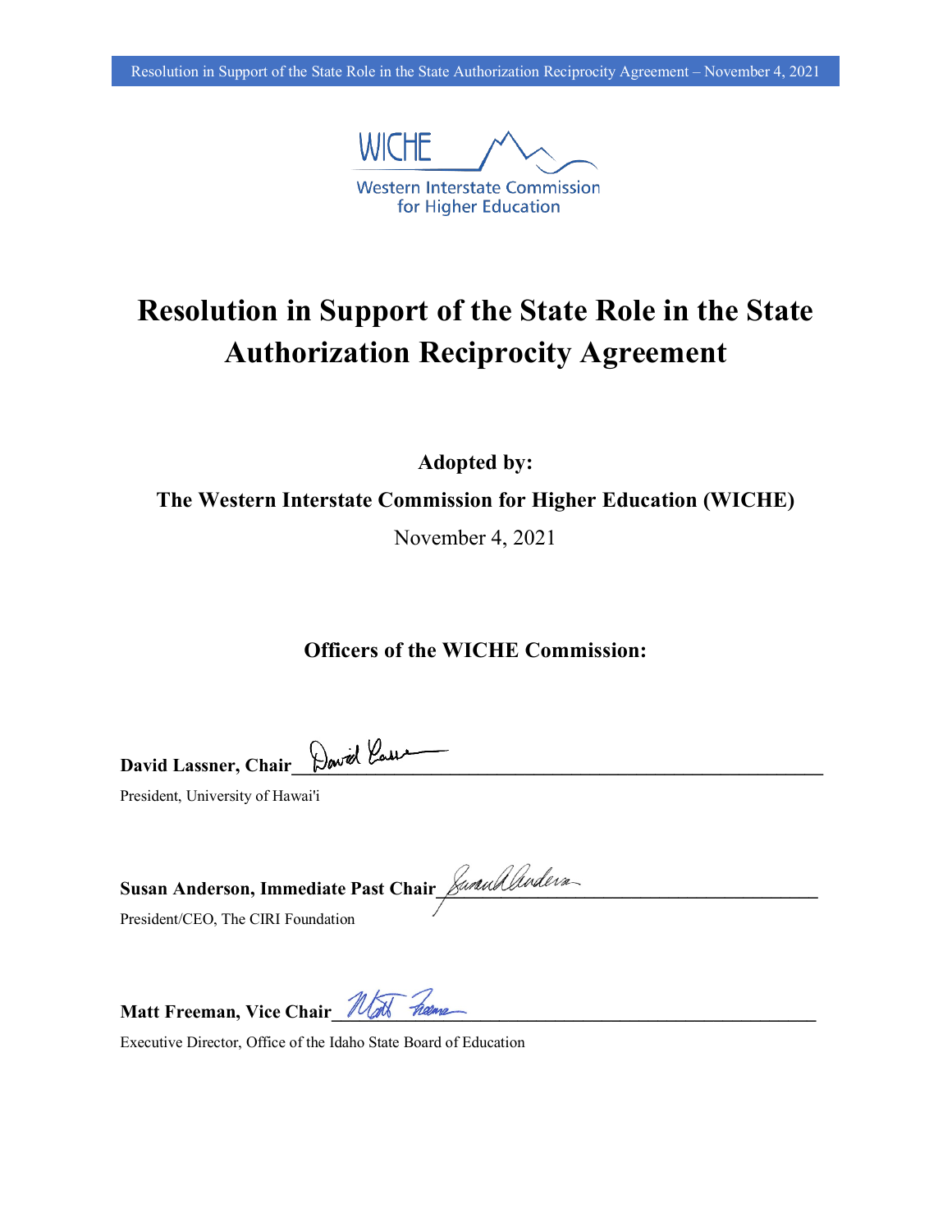WICHE

Western Interstate Commission for Higher Education

# Resolution in Support of the State Role in the State Authorization Reciprocity Agreement

**Adopted by:**

**The Western Interstate Commission for Higher Education (WICHE)**

November 4, 2021

**Officers of the WICHE Commission:**

**David Lassner, Chair**\_\_\_\_\_\_\_\_\_\_\_\_\_\_\_\_\_\_\_\_\_\_\_\_\_\_\_\_\_\_\_\_\_\_\_\_\_\_\_\_

President, University of Hawai'i

**Susan Anderson, Immediate Past Chair**\_\_\_\_\_\_\_\_\_\_\_\_\_\_\_\_\_\_\_\_\_\_\_\_\_\_\_\_\_\_\_\_

President/CEO, The CIRI Foundation

**Matt Freeman, Vice Chair**\_\_\_\_\_\_\_\_\_\_\_\_\_\_\_\_\_\_\_\_\_\_\_\_\_\_\_\_\_\_\_\_\_\_\_\_\_\_

Executive Director, Office of the Idaho State Board of Education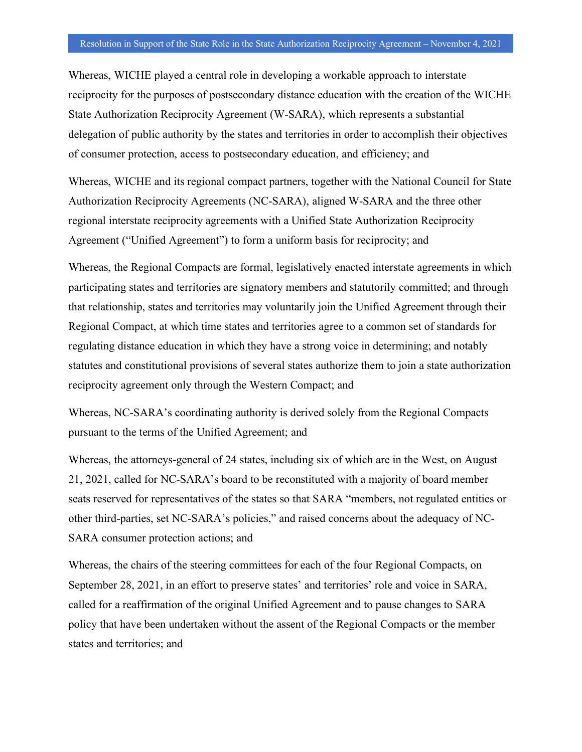Whereas, WICHE played a central role in developing a workable approach to interstate reciprocity for the purposes of postsecondary distance education with the creation of the WICHE State Authorization Reciprocity Agreement (W-SARA), which represents a substantial delegation of public authority by the states and territories in order to accomplish their objectives of consumer protection, access to postsecondary education, and efficiency; and

Whereas, WICHE and its regional compact partners, together with the National Council for State Authorization Reciprocity Agreements (NC-SARA), aligned W-SARA and the three other regional interstate reciprocity agreements with a Unified State Authorization Reciprocity Agreement ("Unified Agreement") to form a uniform basis for reciprocity; and

Whereas, the Regional Compacts are formal, legislatively enacted interstate agreements in which participating states and territories are signatory members and statutorily committed; and through that relationship, states and territories may voluntarily join the Unified Agreement through their Regional Compact, at which time states and territories agree to a common set of standards for regulating distance education in which they have a strong voice in determining; and notably statutes and constitutional provisions of several states authorize them to join a state authorization reciprocity agreement only through the Western Compact; and

Whereas, NC-SARA's coordinating authority is derived solely from the Regional Compacts pursuant to the terms of the Unified Agreement; and

Whereas, the attorneys-general of 24 states, including six of which are in the West, on August 21, 2021, called for NC-SARA's board to be reconstituted with a majority of board member seats reserved for representatives of the states so that SARA "members, not regulated entities or other third-parties, set NC-SARA's policies," and raised concerns about the adequacy of NC-SARA consumer protection actions; and

Whereas, the chairs of the steering committees for each of the four Regional Compacts, on September 28, 2021, in an effort to preserve states' and territories' role and voice in SARA, called for a reaffirmation of the original Unified Agreement and to pause changes to SARA policy that have been undertaken without the assent of the Regional Compacts or the member states and territories; and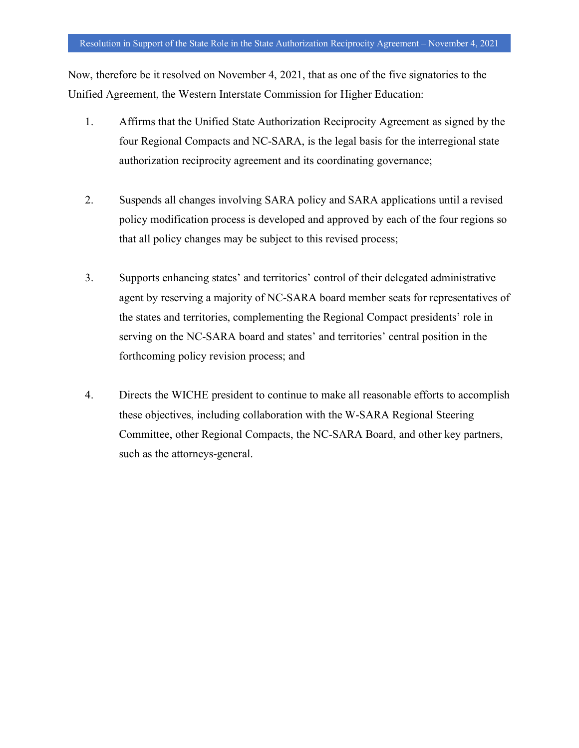Now, therefore be it resolved on November 4, 2021, that as one of the five signatories to the Unified Agreement, the Western Interstate Commission for Higher Education:

1. Affirms that the Unified State Authorization Reciprocity Agreement as signed by the four Regional Compacts and NC-SARA, is the legal basis for the interregional state authorization reciprocity agreement and its coordinating governance;

2. Suspends all changes involving SARA policy and SARA applications until a revised policy modification process is developed and approved by each of the four regions so that all policy changes may be subject to this revised process;

3. Supports enhancing states' and territories' control of their delegated administrative agent by reserving a majority of NC-SARA board member seats for representatives of the states and territories, complementing the Regional Compact presidents' role in serving on the NC-SARA board and states' and territories' central position in the forthcoming policy revision process; and

4. Directs the WICHE president to continue to make all reasonable efforts to accomplish these objectives, including collaboration with the W-SARA Regional Steering Committee, other Regional Compacts, the NC-SARA Board, and other key partners, such as the attorneys-general.